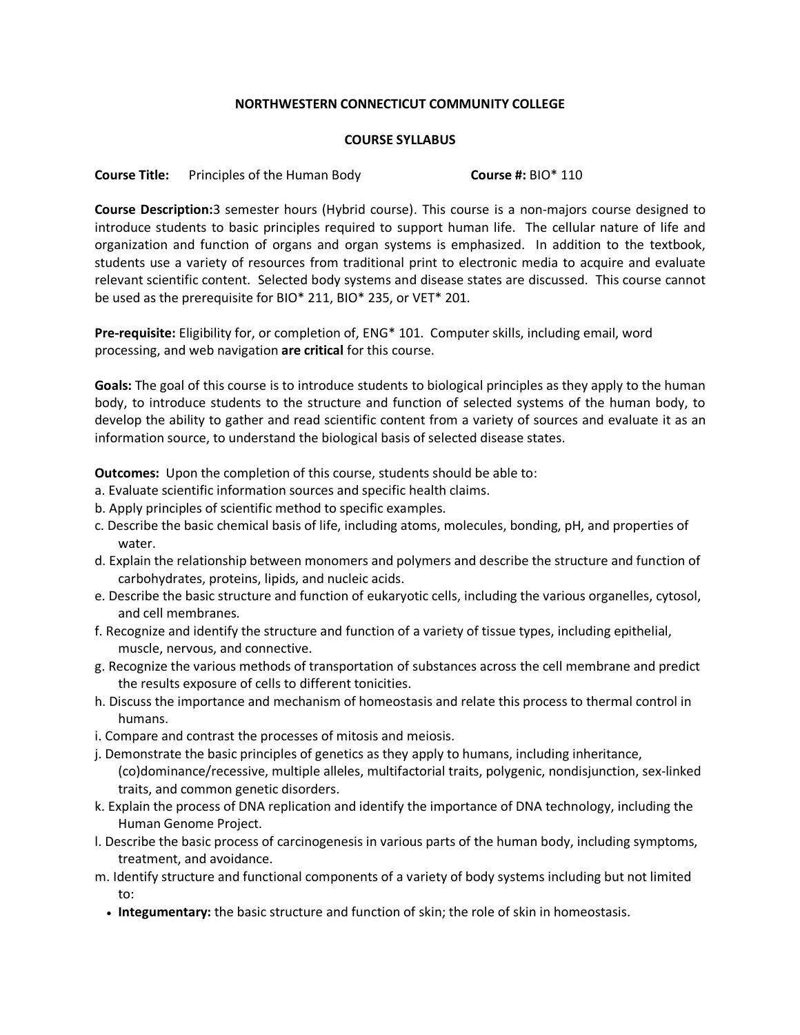**NORTHWESTERN CONNECTICUT COMMUNITY COLLEGE**

**COURSE SYLLABUS**

**Course Title:** Principles of the Human Body **Course #:** BIO* 110

**Course Description:** 3 semester hours (Hybrid course). This course is a non-majors course designed to introduce students to basic principles required to support human life. The cellular nature of life and organization and function of organs and organ systems is emphasized. In addition to the textbook, students use a variety of resources from traditional print to electronic media to acquire and evaluate relevant scientific content. Selected body systems and disease states are discussed. This course cannot be used as the prerequisite for BIO* 211, BIO* 235, or VET* 201.

**Pre-requisite:** Eligibility for, or completion of, ENG* 101. Computer skills, including email, word processing, and web navigation **are critical** for this course.

**Goals:** The goal of this course is to introduce students to biological principles as they apply to the human body, to introduce students to the structure and function of selected systems of the human body, to develop the ability to gather and read scientific content from a variety of sources and evaluate it as an information source, to understand the biological basis of selected disease states.

**Outcomes:** Upon the completion of this course, students should be able to:

a. Evaluate scientific information sources and specific health claims.
b. Apply principles of scientific method to specific examples.
c. Describe the basic chemical basis of life, including atoms, molecules, bonding, pH, and properties of water.
d. Explain the relationship between monomers and polymers and describe the structure and function of carbohydrates, proteins, lipids, and nucleic acids.
e. Describe the basic structure and function of eukaryotic cells, including the various organelles, cytosol, and cell membranes.
f. Recognize and identify the structure and function of a variety of tissue types, including epithelial, muscle, nervous, and connective.
g. Recognize the various methods of transportation of substances across the cell membrane and predict the results exposure of cells to different tonicities.
h. Discuss the importance and mechanism of homeostasis and relate this process to thermal control in humans.
i. Compare and contrast the processes of mitosis and meiosis.
j. Demonstrate the basic principles of genetics as they apply to humans, including inheritance, (co)dominance/recessive, multiple alleles, multifactorial traits, polygenic, nondisjunction, sex-linked traits, and common genetic disorders.
k. Explain the process of DNA replication and identify the importance of DNA technology, including the Human Genome Project.
l. Describe the basic process of carcinogenesis in various parts of the human body, including symptoms, treatment, and avoidance.
m. Identify structure and functional components of a variety of body systems including but not limited to:

- **Integumentary:** the basic structure and function of skin; the role of skin in homeostasis.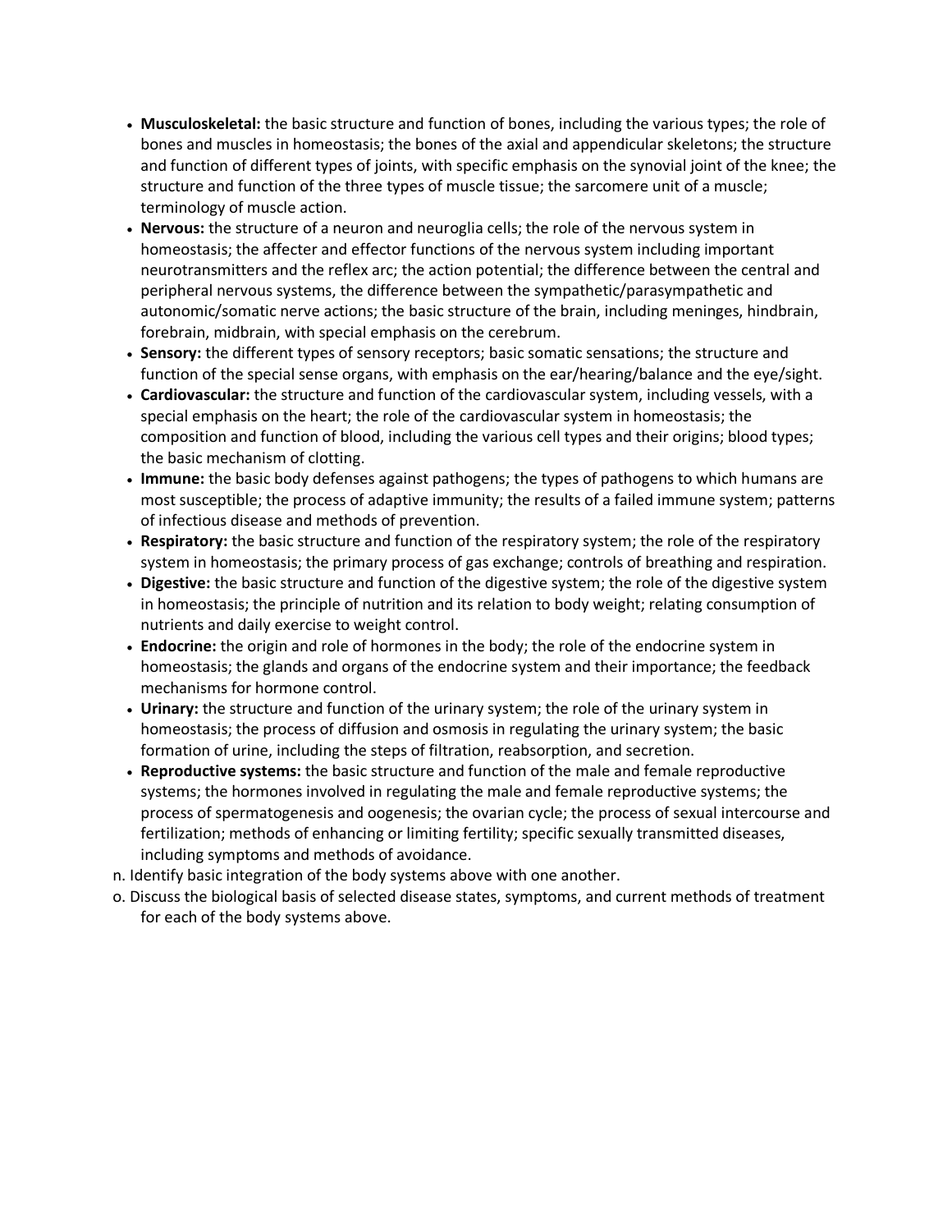- **Musculoskeletal:** the basic structure and function of bones, including the various types; the role of bones and muscles in homeostasis; the bones of the axial and appendicular skeletons; the structure and function of different types of joints, with specific emphasis on the synovial joint of the knee; the structure and function of the three types of muscle tissue; the sarcomere unit of a muscle; terminology of muscle action.
- **Nervous:** the structure of a neuron and neuroglia cells; the role of the nervous system in homeostasis; the affecter and effector functions of the nervous system including important neurotransmitters and the reflex arc; the action potential; the difference between the central and peripheral nervous systems, the difference between the sympathetic/parasympathetic and autonomic/somatic nerve actions; the basic structure of the brain, including meninges, hindbrain, forebrain, midbrain, with special emphasis on the cerebrum.
- **Sensory:** the different types of sensory receptors; basic somatic sensations; the structure and function of the special sense organs, with emphasis on the ear/hearing/balance and the eye/sight.
- **Cardiovascular:** the structure and function of the cardiovascular system, including vessels, with a special emphasis on the heart; the role of the cardiovascular system in homeostasis; the composition and function of blood, including the various cell types and their origins; blood types; the basic mechanism of clotting.
- **Immune:** the basic body defenses against pathogens; the types of pathogens to which humans are most susceptible; the process of adaptive immunity; the results of a failed immune system; patterns of infectious disease and methods of prevention.
- **Respiratory:** the basic structure and function of the respiratory system; the role of the respiratory system in homeostasis; the primary process of gas exchange; controls of breathing and respiration.
- **Digestive:** the basic structure and function of the digestive system; the role of the digestive system in homeostasis; the principle of nutrition and its relation to body weight; relating consumption of nutrients and daily exercise to weight control.
- **Endocrine:** the origin and role of hormones in the body; the role of the endocrine system in homeostasis; the glands and organs of the endocrine system and their importance; the feedback mechanisms for hormone control.
- **Urinary:** the structure and function of the urinary system; the role of the urinary system in homeostasis; the process of diffusion and osmosis in regulating the urinary system; the basic formation of urine, including the steps of filtration, reabsorption, and secretion.
- **Reproductive systems:** the basic structure and function of the male and female reproductive systems; the hormones involved in regulating the male and female reproductive systems; the process of spermatogenesis and oogenesis; the ovarian cycle; the process of sexual intercourse and fertilization; methods of enhancing or limiting fertility; specific sexually transmitted diseases, including symptoms and methods of avoidance.

n. Identify basic integration of the body systems above with one another.

o. Discuss the biological basis of selected disease states, symptoms, and current methods of treatment for each of the body systems above.